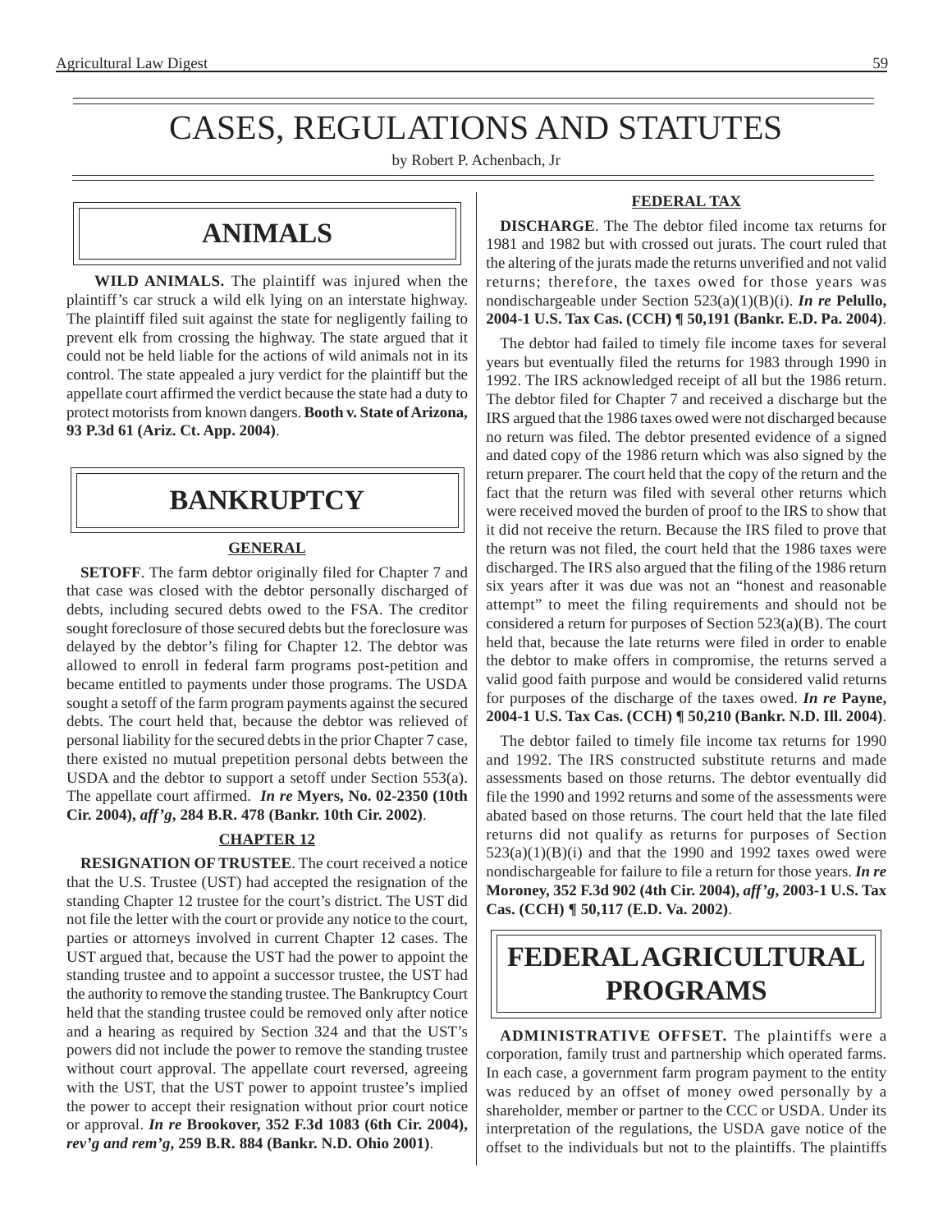# CASES, REGULATIONS AND STATUTES

by Robert P. Achenbach, Jr

## ANIMALS

**WILD ANIMALS.** The plaintiff was injured when the plaintiff's car struck a wild elk lying on an interstate highway. The plaintiff filed suit against the state for negligently failing to prevent elk from crossing the highway. The state argued that it could not be held liable for the actions of wild animals not in its control. The state appealed a jury verdict for the plaintiff but the appellate court affirmed the verdict because the state had a duty to protect motorists from known dangers. **Booth v. State of Arizona, 93 P.3d 61 (Ariz. Ct. App. 2004)**.

## BANKRUPTCY

### GENERAL

**SETOFF**. The farm debtor originally filed for Chapter 7 and that case was closed with the debtor personally discharged of debts, including secured debts owed to the FSA. The creditor sought foreclosure of those secured debts but the foreclosure was delayed by the debtor's filing for Chapter 12. The debtor was allowed to enroll in federal farm programs post-petition and became entitled to payments under those programs. The USDA sought a setoff of the farm program payments against the secured debts. The court held that, because the debtor was relieved of personal liability for the secured debts in the prior Chapter 7 case, there existed no mutual prepetition personal debts between the USDA and the debtor to support a setoff under Section 553(a). The appellate court affirmed. ***In re* Myers, No. 02-2350 (10th Cir. 2004), *aff'g*, 284 B.R. 478 (Bankr. 10th Cir. 2002)**.

### CHAPTER 12

**RESIGNATION OF TRUSTEE**. The court received a notice that the U.S. Trustee (UST) had accepted the resignation of the standing Chapter 12 trustee for the court's district. The UST did not file the letter with the court or provide any notice to the court, parties or attorneys involved in current Chapter 12 cases. The UST argued that, because the UST had the power to appoint the standing trustee and to appoint a successor trustee, the UST had the authority to remove the standing trustee. The Bankruptcy Court held that the standing trustee could be removed only after notice and a hearing as required by Section 324 and that the UST's powers did not include the power to remove the standing trustee without court approval. The appellate court reversed, agreeing with the UST, that the UST power to appoint trustee's implied the power to accept their resignation without prior court notice or approval. ***In re* Brookover, 352 F.3d 1083 (6th Cir. 2004), *rev'g and rem'g*, 259 B.R. 884 (Bankr. N.D. Ohio 2001)**.

### FEDERAL TAX

**DISCHARGE**. The The debtor filed income tax returns for 1981 and 1982 but with crossed out jurats. The court ruled that the altering of the jurats made the returns unverified and not valid returns; therefore, the taxes owed for those years was nondischargeable under Section 523(a)(1)(B)(i). ***In re* Pelullo, 2004-1 U.S. Tax Cas. (CCH) ¶ 50,191 (Bankr. E.D. Pa. 2004)**.

The debtor had failed to timely file income taxes for several years but eventually filed the returns for 1983 through 1990 in 1992. The IRS acknowledged receipt of all but the 1986 return. The debtor filed for Chapter 7 and received a discharge but the IRS argued that the 1986 taxes owed were not discharged because no return was filed. The debtor presented evidence of a signed and dated copy of the 1986 return which was also signed by the return preparer. The court held that the copy of the return and the fact that the return was filed with several other returns which were received moved the burden of proof to the IRS to show that it did not receive the return. Because the IRS filed to prove that the return was not filed, the court held that the 1986 taxes were discharged. The IRS also argued that the filing of the 1986 return six years after it was due was not an "honest and reasonable attempt" to meet the filing requirements and should not be considered a return for purposes of Section 523(a)(B). The court held that, because the late returns were filed in order to enable the debtor to make offers in compromise, the returns served a valid good faith purpose and would be considered valid returns for purposes of the discharge of the taxes owed. ***In re* Payne, 2004-1 U.S. Tax Cas. (CCH) ¶ 50,210 (Bankr. N.D. Ill. 2004)**.

The debtor failed to timely file income tax returns for 1990 and 1992. The IRS constructed substitute returns and made assessments based on those returns. The debtor eventually did file the 1990 and 1992 returns and some of the assessments were abated based on those returns. The court held that the late filed returns did not qualify as returns for purposes of Section 523(a)(1)(B)(i) and that the 1990 and 1992 taxes owed were nondischargeable for failure to file a return for those years. ***In re* Moroney, 352 F.3d 902 (4th Cir. 2004), *aff'g*, 2003-1 U.S. Tax Cas. (CCH) ¶ 50,117 (E.D. Va. 2002)**.

## FEDERAL AGRICULTURAL PROGRAMS

**ADMINISTRATIVE OFFSET.** The plaintiffs were a corporation, family trust and partnership which operated farms. In each case, a government farm program payment to the entity was reduced by an offset of money owed personally by a shareholder, member or partner to the CCC or USDA. Under its interpretation of the regulations, the USDA gave notice of the offset to the individuals but not to the plaintiffs. The plaintiffs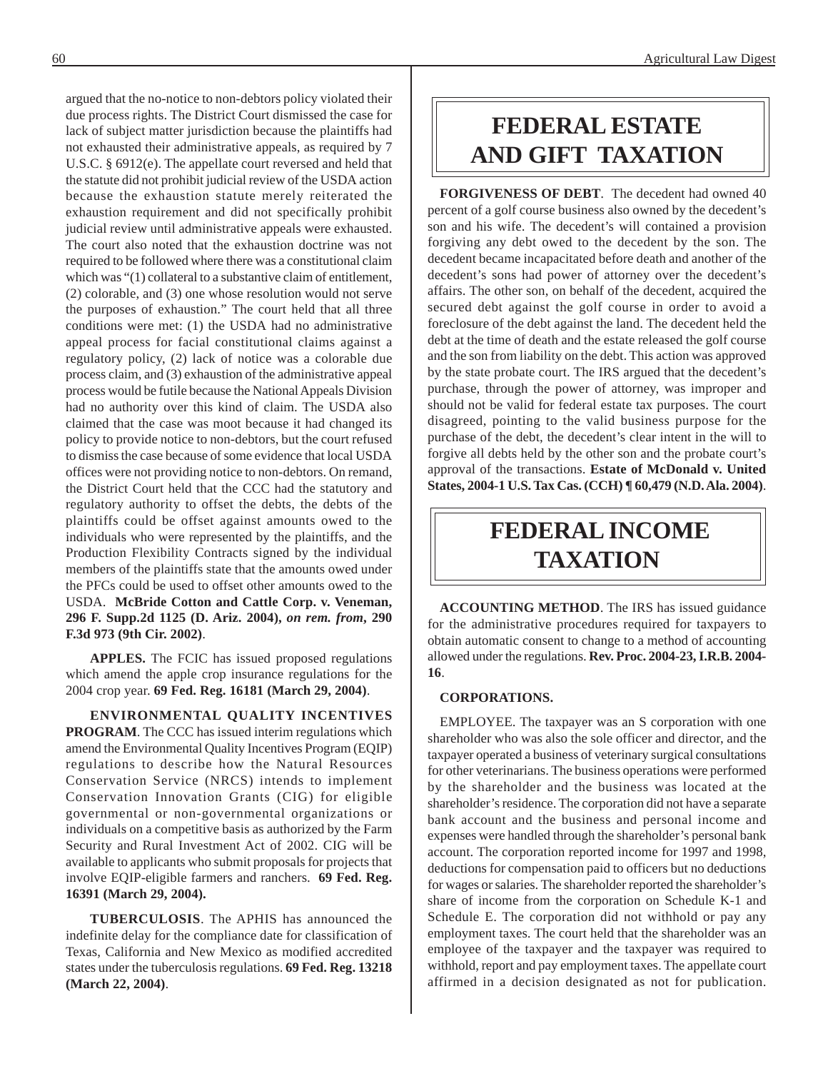argued that the no-notice to non-debtors policy violated their due process rights. The District Court dismissed the case for lack of subject matter jurisdiction because the plaintiffs had not exhausted their administrative appeals, as required by 7 U.S.C. § 6912(e). The appellate court reversed and held that the statute did not prohibit judicial review of the USDA action because the exhaustion statute merely reiterated the exhaustion requirement and did not specifically prohibit judicial review until administrative appeals were exhausted. The court also noted that the exhaustion doctrine was not required to be followed where there was a constitutional claim which was "(1) collateral to a substantive claim of entitlement, (2) colorable, and (3) one whose resolution would not serve the purposes of exhaustion." The court held that all three conditions were met: (1) the USDA had no administrative appeal process for facial constitutional claims against a regulatory policy, (2) lack of notice was a colorable due process claim, and (3) exhaustion of the administrative appeal process would be futile because the National Appeals Division had no authority over this kind of claim. The USDA also claimed that the case was moot because it had changed its policy to provide notice to non-debtors, but the court refused to dismiss the case because of some evidence that local USDA offices were not providing notice to non-debtors. On remand, the District Court held that the CCC had the statutory and regulatory authority to offset the debts, the debts of the plaintiffs could be offset against amounts owed to the individuals who were represented by the plaintiffs, and the Production Flexibility Contracts signed by the individual members of the plaintiffs state that the amounts owed under the PFCs could be used to offset other amounts owed to the USDA. **McBride Cotton and Cattle Corp. v. Veneman, 296 F. Supp.2d 1125 (D. Ariz. 2004),** ***on rem. from*****, 290 F.3d 973 (9th Cir. 2002)**.

**APPLES.** The FCIC has issued proposed regulations which amend the apple crop insurance regulations for the 2004 crop year. **69 Fed. Reg. 16181 (March 29, 2004)**.

**ENVIRONMENTAL QUALITY INCENTIVES PROGRAM**. The CCC has issued interim regulations which amend the Environmental Quality Incentives Program (EQIP) regulations to describe how the Natural Resources Conservation Service (NRCS) intends to implement Conservation Innovation Grants (CIG) for eligible governmental or non-governmental organizations or individuals on a competitive basis as authorized by the Farm Security and Rural Investment Act of 2002. CIG will be available to applicants who submit proposals for projects that involve EQIP-eligible farmers and ranchers. **69 Fed. Reg. 16391 (March 29, 2004).**

**TUBERCULOSIS**. The APHIS has announced the indefinite delay for the compliance date for classification of Texas, California and New Mexico as modified accredited states under the tuberculosis regulations. **69 Fed. Reg. 13218 (March 22, 2004)**.

# FEDERAL ESTATE AND GIFT TAXATION

**FORGIVENESS OF DEBT**. The decedent had owned 40 percent of a golf course business also owned by the decedent's son and his wife. The decedent's will contained a provision forgiving any debt owed to the decedent by the son. The decedent became incapacitated before death and another of the decedent's sons had power of attorney over the decedent's affairs. The other son, on behalf of the decedent, acquired the secured debt against the golf course in order to avoid a foreclosure of the debt against the land. The decedent held the debt at the time of death and the estate released the golf course and the son from liability on the debt. This action was approved by the state probate court. The IRS argued that the decedent's purchase, through the power of attorney, was improper and should not be valid for federal estate tax purposes. The court disagreed, pointing to the valid business purpose for the purchase of the debt, the decedent's clear intent in the will to forgive all debts held by the other son and the probate court's approval of the transactions. **Estate of McDonald v. United States, 2004-1 U.S. Tax Cas. (CCH) ¶ 60,479 (N.D. Ala. 2004)**.

# FEDERAL INCOME TAXATION

**ACCOUNTING METHOD**. The IRS has issued guidance for the administrative procedures required for taxpayers to obtain automatic consent to change to a method of accounting allowed under the regulations. **Rev. Proc. 2004-23, I.R.B. 2004-16**.

**CORPORATIONS.**

EMPLOYEE. The taxpayer was an S corporation with one shareholder who was also the sole officer and director, and the taxpayer operated a business of veterinary surgical consultations for other veterinarians. The business operations were performed by the shareholder and the business was located at the shareholder's residence. The corporation did not have a separate bank account and the business and personal income and expenses were handled through the shareholder's personal bank account. The corporation reported income for 1997 and 1998, deductions for compensation paid to officers but no deductions for wages or salaries. The shareholder reported the shareholder's share of income from the corporation on Schedule K-1 and Schedule E. The corporation did not withhold or pay any employment taxes. The court held that the shareholder was an employee of the taxpayer and the taxpayer was required to withhold, report and pay employment taxes. The appellate court affirmed in a decision designated as not for publication.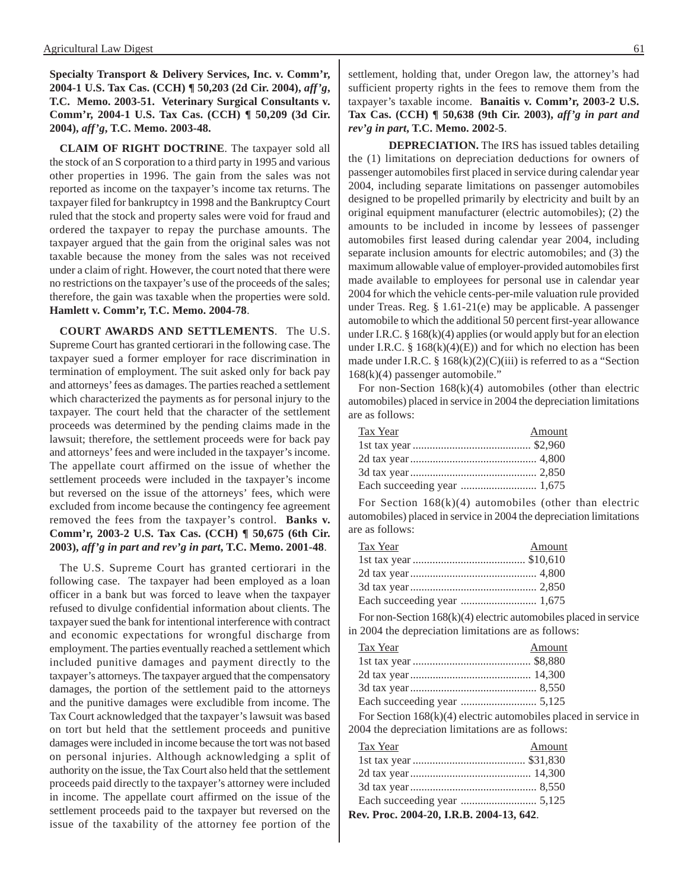**Specialty Transport & Delivery Services, Inc. v. Comm'r, 2004-1 U.S. Tax Cas. (CCH) ¶ 50,203 (2d Cir. 2004), *aff'g*, T.C. Memo. 2003-51. Veterinary Surgical Consultants v. Comm'r, 2004-1 U.S. Tax Cas. (CCH) ¶ 50,209 (3d Cir. 2004), *aff'g*, T.C. Memo. 2003-48.**

**CLAIM OF RIGHT DOCTRINE**. The taxpayer sold all the stock of an S corporation to a third party in 1995 and various other properties in 1996. The gain from the sales was not reported as income on the taxpayer's income tax returns. The taxpayer filed for bankruptcy in 1998 and the Bankruptcy Court ruled that the stock and property sales were void for fraud and ordered the taxpayer to repay the purchase amounts. The taxpayer argued that the gain from the original sales was not taxable because the money from the sales was not received under a claim of right. However, the court noted that there were no restrictions on the taxpayer's use of the proceeds of the sales; therefore, the gain was taxable when the properties were sold. **Hamlett v. Comm'r, T.C. Memo. 2004-78**.

**COURT AWARDS AND SETTLEMENTS**. The U.S. Supreme Court has granted certiorari in the following case. The taxpayer sued a former employer for race discrimination in termination of employment. The suit asked only for back pay and attorneys' fees as damages. The parties reached a settlement which characterized the payments as for personal injury to the taxpayer. The court held that the character of the settlement proceeds was determined by the pending claims made in the lawsuit; therefore, the settlement proceeds were for back pay and attorneys' fees and were included in the taxpayer's income. The appellate court affirmed on the issue of whether the settlement proceeds were included in the taxpayer's income but reversed on the issue of the attorneys' fees, which were excluded from income because the contingency fee agreement removed the fees from the taxpayer's control. **Banks v. Comm'r, 2003-2 U.S. Tax Cas. (CCH) ¶ 50,675 (6th Cir. 2003), *aff'g in part and rev'g in part*, T.C. Memo. 2001-48**.

The U.S. Supreme Court has granted certiorari in the following case. The taxpayer had been employed as a loan officer in a bank but was forced to leave when the taxpayer refused to divulge confidential information about clients. The taxpayer sued the bank for intentional interference with contract and economic expectations for wrongful discharge from employment. The parties eventually reached a settlement which included punitive damages and payment directly to the taxpayer's attorneys. The taxpayer argued that the compensatory damages, the portion of the settlement paid to the attorneys and the punitive damages were excludible from income. The Tax Court acknowledged that the taxpayer's lawsuit was based on tort but held that the settlement proceeds and punitive damages were included in income because the tort was not based on personal injuries. Although acknowledging a split of authority on the issue, the Tax Court also held that the settlement proceeds paid directly to the taxpayer's attorney were included in income. The appellate court affirmed on the issue of the settlement proceeds paid to the taxpayer but reversed on the issue of the taxability of the attorney fee portion of the settlement, holding that, under Oregon law, the attorney's had sufficient property rights in the fees to remove them from the taxpayer's taxable income. **Banaitis v. Comm'r, 2003-2 U.S. Tax Cas. (CCH) ¶ 50,638 (9th Cir. 2003), *aff'g in part and rev'g in part*, T.C. Memo. 2002-5**.

**DEPRECIATION.** The IRS has issued tables detailing the (1) limitations on depreciation deductions for owners of passenger automobiles first placed in service during calendar year 2004, including separate limitations on passenger automobiles designed to be propelled primarily by electricity and built by an original equipment manufacturer (electric automobiles); (2) the amounts to be included in income by lessees of passenger automobiles first leased during calendar year 2004, including separate inclusion amounts for electric automobiles; and (3) the maximum allowable value of employer-provided automobiles first made available to employees for personal use in calendar year 2004 for which the vehicle cents-per-mile valuation rule provided under Treas. Reg. § 1.61-21(e) may be applicable. A passenger automobile to which the additional 50 percent first-year allowance under I.R.C. § 168(k)(4) applies (or would apply but for an election under I.R.C. § 168(k)(4)(E)) and for which no election has been made under I.R.C. § 168(k)(2)(C)(iii) is referred to as a "Section 168(k)(4) passenger automobile."

For non-Section 168(k)(4) automobiles (other than electric automobiles) placed in service in 2004 the depreciation limitations are as follows:

| Tax Year | Amount |
|---|---|
| 1st tax year | $2,960 |
| 2d tax year | 4,800 |
| 3d tax year | 2,850 |
| Each succeeding year | 1,675 |

For Section 168(k)(4) automobiles (other than electric automobiles) placed in service in 2004 the depreciation limitations are as follows:

| Tax Year | Amount |
|---|---|
| 1st tax year | $10,610 |
| 2d tax year | 4,800 |
| 3d tax year | 2,850 |
| Each succeeding year | 1,675 |

For non-Section 168(k)(4) electric automobiles placed in service in 2004 the depreciation limitations are as follows:

| Tax Year | Amount |
|---|---|
| 1st tax year | $8,880 |
| 2d tax year | 14,300 |
| 3d tax year | 8,550 |
| Each succeeding year | 5,125 |

For Section 168(k)(4) electric automobiles placed in service in 2004 the depreciation limitations are as follows:

| Tax Year | Amount |
|---|---|
| 1st tax year | $31,830 |
| 2d tax year | 14,300 |
| 3d tax year | 8,550 |
| Each succeeding year | 5,125 |

**Rev. Proc. 2004-20, I.R.B. 2004-13, 642**.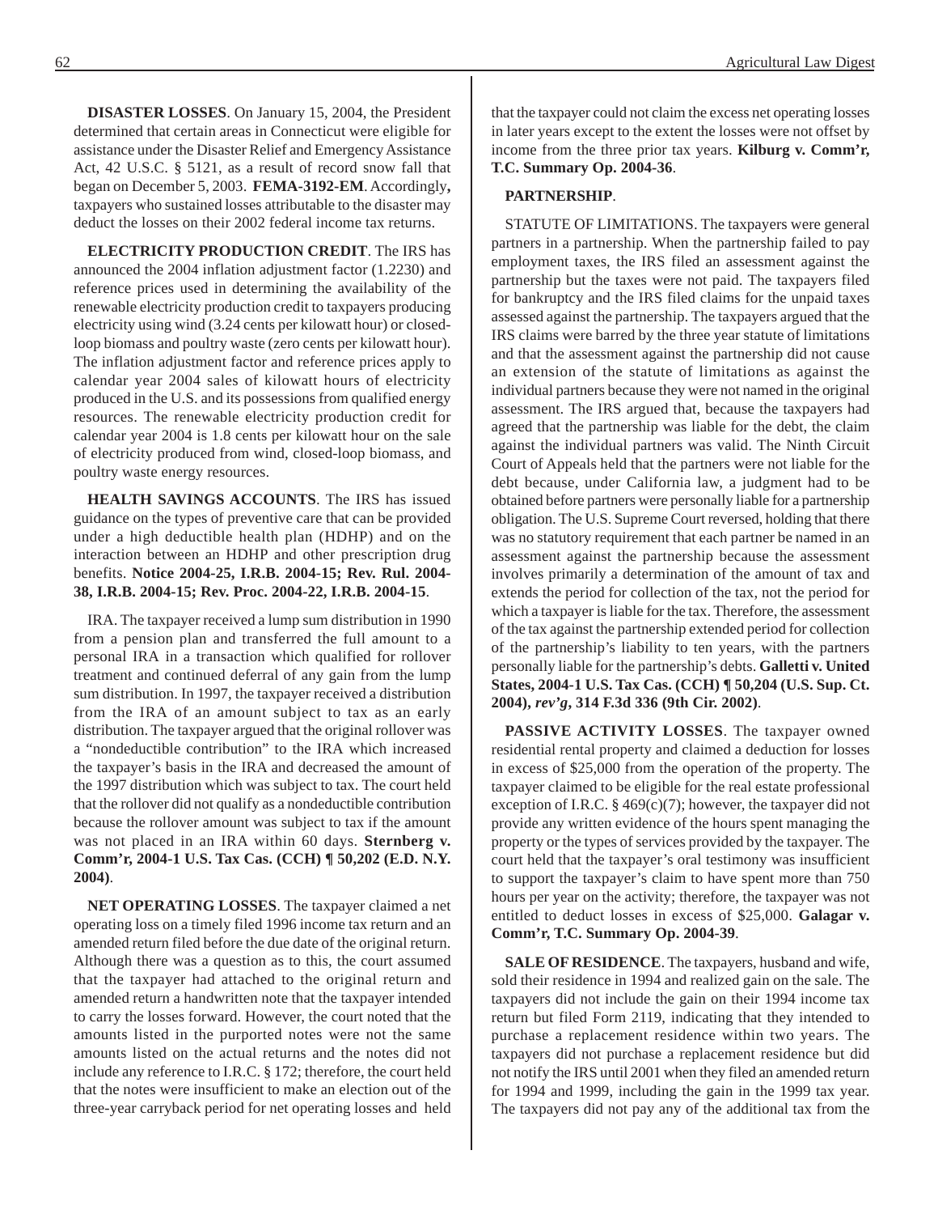**DISASTER LOSSES**. On January 15, 2004, the President determined that certain areas in Connecticut were eligible for assistance under the Disaster Relief and Emergency Assistance Act, 42 U.S.C. § 5121, as a result of record snow fall that began on December 5, 2003. **FEMA-3192-EM**. Accordingly**,** taxpayers who sustained losses attributable to the disaster may deduct the losses on their 2002 federal income tax returns.

**ELECTRICITY PRODUCTION CREDIT**. The IRS has announced the 2004 inflation adjustment factor (1.2230) and reference prices used in determining the availability of the renewable electricity production credit to taxpayers producing electricity using wind (3.24 cents per kilowatt hour) or closed-loop biomass and poultry waste (zero cents per kilowatt hour). The inflation adjustment factor and reference prices apply to calendar year 2004 sales of kilowatt hours of electricity produced in the U.S. and its possessions from qualified energy resources. The renewable electricity production credit for calendar year 2004 is 1.8 cents per kilowatt hour on the sale of electricity produced from wind, closed-loop biomass, and poultry waste energy resources.

**HEALTH SAVINGS ACCOUNTS**. The IRS has issued guidance on the types of preventive care that can be provided under a high deductible health plan (HDHP) and on the interaction between an HDHP and other prescription drug benefits. **Notice 2004-25, I.R.B. 2004-15; Rev. Rul. 2004-38, I.R.B. 2004-15; Rev. Proc. 2004-22, I.R.B. 2004-15**.

IRA. The taxpayer received a lump sum distribution in 1990 from a pension plan and transferred the full amount to a personal IRA in a transaction which qualified for rollover treatment and continued deferral of any gain from the lump sum distribution. In 1997, the taxpayer received a distribution from the IRA of an amount subject to tax as an early distribution. The taxpayer argued that the original rollover was a "nondeductible contribution" to the IRA which increased the taxpayer's basis in the IRA and decreased the amount of the 1997 distribution which was subject to tax. The court held that the rollover did not qualify as a nondeductible contribution because the rollover amount was subject to tax if the amount was not placed in an IRA within 60 days. **Sternberg v. Comm'r, 2004-1 U.S. Tax Cas. (CCH) ¶ 50,202 (E.D. N.Y. 2004)**.

**NET OPERATING LOSSES**. The taxpayer claimed a net operating loss on a timely filed 1996 income tax return and an amended return filed before the due date of the original return. Although there was a question as to this, the court assumed that the taxpayer had attached to the original return and amended return a handwritten note that the taxpayer intended to carry the losses forward. However, the court noted that the amounts listed in the purported notes were not the same amounts listed on the actual returns and the notes did not include any reference to I.R.C. § 172; therefore, the court held that the notes were insufficient to make an election out of the three-year carryback period for net operating losses and held that the taxpayer could not claim the excess net operating losses in later years except to the extent the losses were not offset by income from the three prior tax years. **Kilburg v. Comm'r, T.C. Summary Op. 2004-36**.

**PARTNERSHIP**.

STATUTE OF LIMITATIONS. The taxpayers were general partners in a partnership. When the partnership failed to pay employment taxes, the IRS filed an assessment against the partnership but the taxes were not paid. The taxpayers filed for bankruptcy and the IRS filed claims for the unpaid taxes assessed against the partnership. The taxpayers argued that the IRS claims were barred by the three year statute of limitations and that the assessment against the partnership did not cause an extension of the statute of limitations as against the individual partners because they were not named in the original assessment. The IRS argued that, because the taxpayers had agreed that the partnership was liable for the debt, the claim against the individual partners was valid. The Ninth Circuit Court of Appeals held that the partners were not liable for the debt because, under California law, a judgment had to be obtained before partners were personally liable for a partnership obligation. The U.S. Supreme Court reversed, holding that there was no statutory requirement that each partner be named in an assessment against the partnership because the assessment involves primarily a determination of the amount of tax and extends the period for collection of the tax, not the period for which a taxpayer is liable for the tax. Therefore, the assessment of the tax against the partnership extended period for collection of the partnership's liability to ten years, with the partners personally liable for the partnership's debts. **Galletti v. United States, 2004-1 U.S. Tax Cas. (CCH) ¶ 50,204 (U.S. Sup. Ct. 2004),** ***rev'g*****, 314 F.3d 336 (9th Cir. 2002)**.

**PASSIVE ACTIVITY LOSSES**. The taxpayer owned residential rental property and claimed a deduction for losses in excess of $25,000 from the operation of the property. The taxpayer claimed to be eligible for the real estate professional exception of I.R.C. § 469(c)(7); however, the taxpayer did not provide any written evidence of the hours spent managing the property or the types of services provided by the taxpayer. The court held that the taxpayer's oral testimony was insufficient to support the taxpayer's claim to have spent more than 750 hours per year on the activity; therefore, the taxpayer was not entitled to deduct losses in excess of $25,000. **Galagar v. Comm'r, T.C. Summary Op. 2004-39**.

**SALE OF RESIDENCE**. The taxpayers, husband and wife, sold their residence in 1994 and realized gain on the sale. The taxpayers did not include the gain on their 1994 income tax return but filed Form 2119, indicating that they intended to purchase a replacement residence within two years. The taxpayers did not purchase a replacement residence but did not notify the IRS until 2001 when they filed an amended return for 1994 and 1999, including the gain in the 1999 tax year. The taxpayers did not pay any of the additional tax from the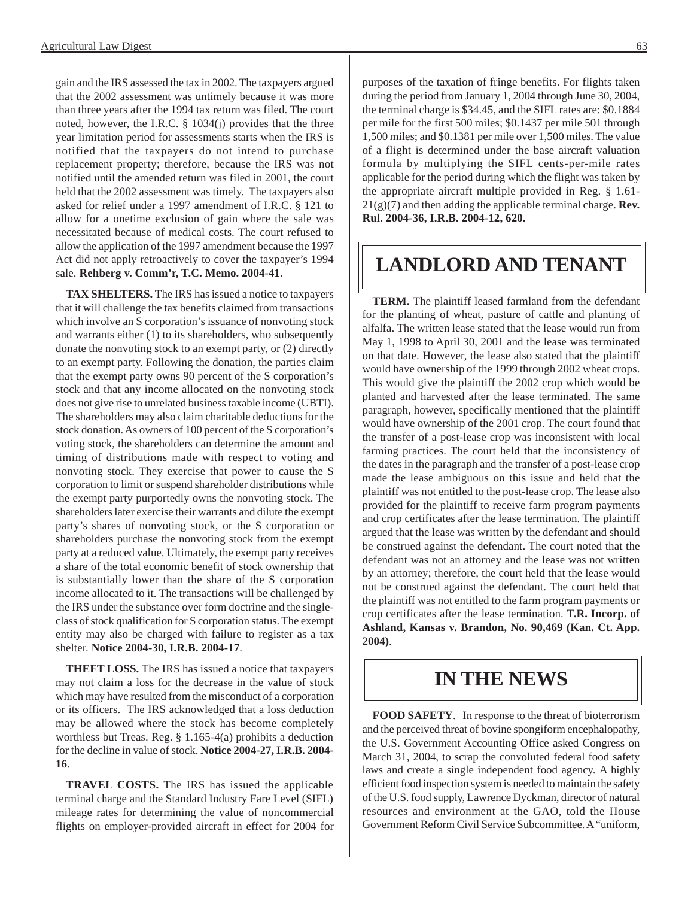gain and the IRS assessed the tax in 2002. The taxpayers argued that the 2002 assessment was untimely because it was more than three years after the 1994 tax return was filed. The court noted, however, the I.R.C. § 1034(j) provides that the three year limitation period for assessments starts when the IRS is notified that the taxpayers do not intend to purchase replacement property; therefore, because the IRS was not notified until the amended return was filed in 2001, the court held that the 2002 assessment was timely. The taxpayers also asked for relief under a 1997 amendment of I.R.C. § 121 to allow for a onetime exclusion of gain where the sale was necessitated because of medical costs. The court refused to allow the application of the 1997 amendment because the 1997 Act did not apply retroactively to cover the taxpayer's 1994 sale. **Rehberg v. Comm'r, T.C. Memo. 2004-41**.

**TAX SHELTERS.** The IRS has issued a notice to taxpayers that it will challenge the tax benefits claimed from transactions which involve an S corporation's issuance of nonvoting stock and warrants either (1) to its shareholders, who subsequently donate the nonvoting stock to an exempt party, or (2) directly to an exempt party. Following the donation, the parties claim that the exempt party owns 90 percent of the S corporation's stock and that any income allocated on the nonvoting stock does not give rise to unrelated business taxable income (UBTI). The shareholders may also claim charitable deductions for the stock donation. As owners of 100 percent of the S corporation's voting stock, the shareholders can determine the amount and timing of distributions made with respect to voting and nonvoting stock. They exercise that power to cause the S corporation to limit or suspend shareholder distributions while the exempt party purportedly owns the nonvoting stock. The shareholders later exercise their warrants and dilute the exempt party's shares of nonvoting stock, or the S corporation or shareholders purchase the nonvoting stock from the exempt party at a reduced value. Ultimately, the exempt party receives a share of the total economic benefit of stock ownership that is substantially lower than the share of the S corporation income allocated to it. The transactions will be challenged by the IRS under the substance over form doctrine and the single-class of stock qualification for S corporation status. The exempt entity may also be charged with failure to register as a tax shelter. **Notice 2004-30, I.R.B. 2004-17**.

**THEFT LOSS.** The IRS has issued a notice that taxpayers may not claim a loss for the decrease in the value of stock which may have resulted from the misconduct of a corporation or its officers. The IRS acknowledged that a loss deduction may be allowed where the stock has become completely worthless but Treas. Reg. § 1.165-4(a) prohibits a deduction for the decline in value of stock. **Notice 2004-27, I.R.B. 2004-16**.

**TRAVEL COSTS.** The IRS has issued the applicable terminal charge and the Standard Industry Fare Level (SIFL) mileage rates for determining the value of noncommercial flights on employer-provided aircraft in effect for 2004 for purposes of the taxation of fringe benefits. For flights taken during the period from January 1, 2004 through June 30, 2004, the terminal charge is $34.45, and the SIFL rates are: $0.1884 per mile for the first 500 miles; $0.1437 per mile 501 through 1,500 miles; and $0.1381 per mile over 1,500 miles. The value of a flight is determined under the base aircraft valuation formula by multiplying the SIFL cents-per-mile rates applicable for the period during which the flight was taken by the appropriate aircraft multiple provided in Reg. § 1.61-21(g)(7) and then adding the applicable terminal charge. **Rev. Rul. 2004-36, I.R.B. 2004-12, 620.**

# LANDLORD AND TENANT

**TERM.** The plaintiff leased farmland from the defendant for the planting of wheat, pasture of cattle and planting of alfalfa. The written lease stated that the lease would run from May 1, 1998 to April 30, 2001 and the lease was terminated on that date. However, the lease also stated that the plaintiff would have ownership of the 1999 through 2002 wheat crops. This would give the plaintiff the 2002 crop which would be planted and harvested after the lease terminated. The same paragraph, however, specifically mentioned that the plaintiff would have ownership of the 2001 crop. The court found that the transfer of a post-lease crop was inconsistent with local farming practices. The court held that the inconsistency of the dates in the paragraph and the transfer of a post-lease crop made the lease ambiguous on this issue and held that the plaintiff was not entitled to the post-lease crop. The lease also provided for the plaintiff to receive farm program payments and crop certificates after the lease termination. The plaintiff argued that the lease was written by the defendant and should be construed against the defendant. The court noted that the defendant was not an attorney and the lease was not written by an attorney; therefore, the court held that the lease would not be construed against the defendant. The court held that the plaintiff was not entitled to the farm program payments or crop certificates after the lease termination. **T.R. Incorp. of Ashland, Kansas v. Brandon, No. 90,469 (Kan. Ct. App. 2004)**.

# IN THE NEWS

**FOOD SAFETY**. In response to the threat of bioterrorism and the perceived threat of bovine spongiform encephalopathy, the U.S. Government Accounting Office asked Congress on March 31, 2004, to scrap the convoluted federal food safety laws and create a single independent food agency. A highly efficient food inspection system is needed to maintain the safety of the U.S. food supply, Lawrence Dyckman, director of natural resources and environment at the GAO, told the House Government Reform Civil Service Subcommittee. A "uniform,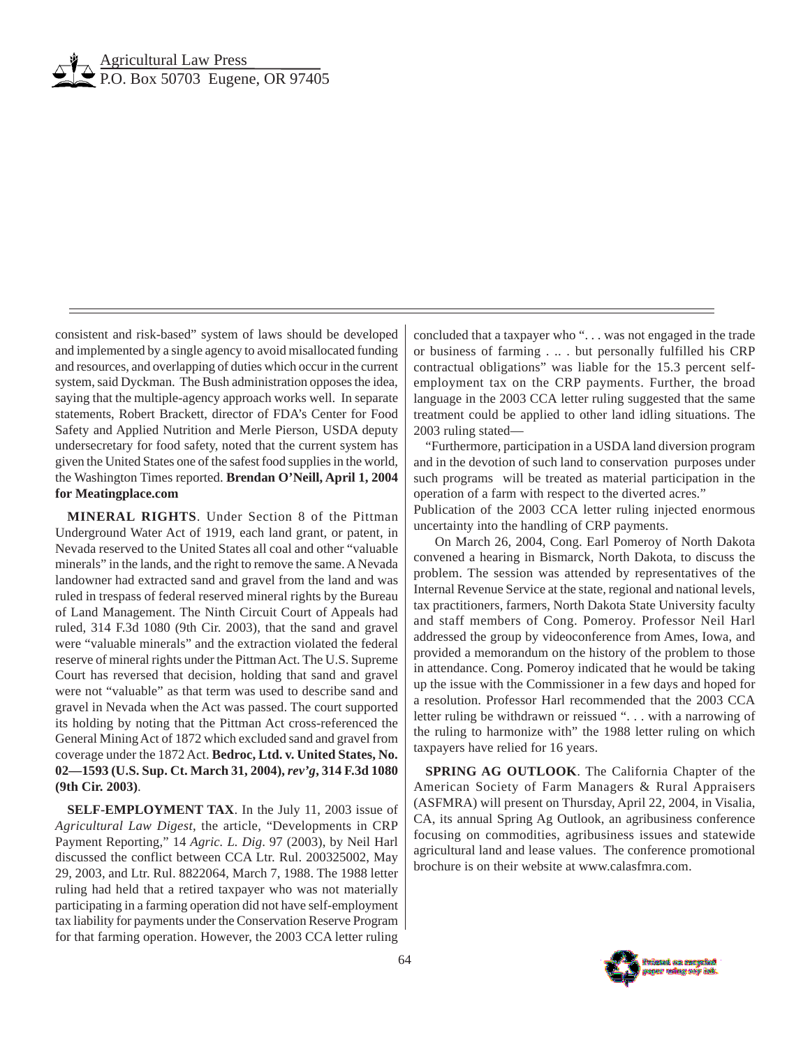Agricultural Law Press
P.O. Box 50703 Eugene, OR 97405

consistent and risk-based" system of laws should be developed and implemented by a single agency to avoid misallocated funding and resources, and overlapping of duties which occur in the current system, said Dyckman. The Bush administration opposes the idea, saying that the multiple-agency approach works well. In separate statements, Robert Brackett, director of FDA's Center for Food Safety and Applied Nutrition and Merle Pierson, USDA deputy undersecretary for food safety, noted that the current system has given the United States one of the safest food supplies in the world, the Washington Times reported. **Brendan O'Neill, April 1, 2004 for Meatingplace.com**

**MINERAL RIGHTS**. Under Section 8 of the Pittman Underground Water Act of 1919, each land grant, or patent, in Nevada reserved to the United States all coal and other "valuable minerals" in the lands, and the right to remove the same. A Nevada landowner had extracted sand and gravel from the land and was ruled in trespass of federal reserved mineral rights by the Bureau of Land Management. The Ninth Circuit Court of Appeals had ruled, 314 F.3d 1080 (9th Cir. 2003), that the sand and gravel were "valuable minerals" and the extraction violated the federal reserve of mineral rights under the Pittman Act. The U.S. Supreme Court has reversed that decision, holding that sand and gravel were not "valuable" as that term was used to describe sand and gravel in Nevada when the Act was passed. The court supported its holding by noting that the Pittman Act cross-referenced the General Mining Act of 1872 which excluded sand and gravel from coverage under the 1872 Act. **Bedroc, Ltd. v. United States, No. 02—1593 (U.S. Sup. Ct. March 31, 2004),** ***rev'g*****, 314 F.3d 1080 (9th Cir. 2003)**.

**SELF-EMPLOYMENT TAX**. In the July 11, 2003 issue of *Agricultural Law Digest*, the article, "Developments in CRP Payment Reporting," 14 *Agric. L. Dig*. 97 (2003), by Neil Harl discussed the conflict between CCA Ltr. Rul. 200325002, May 29, 2003, and Ltr. Rul. 8822064, March 7, 1988. The 1988 letter ruling had held that a retired taxpayer who was not materially participating in a farming operation did not have self-employment tax liability for payments under the Conservation Reserve Program for that farming operation. However, the 2003 CCA letter ruling concluded that a taxpayer who ". . . was not engaged in the trade or business of farming . .. . but personally fulfilled his CRP contractual obligations" was liable for the 15.3 percent self-employment tax on the CRP payments. Further, the broad language in the 2003 CCA letter ruling suggested that the same treatment could be applied to other land idling situations. The 2003 ruling stated—

"Furthermore, participation in a USDA land diversion program and in the devotion of such land to conservation purposes under such programs will be treated as material participation in the operation of a farm with respect to the diverted acres."

Publication of the 2003 CCA letter ruling injected enormous uncertainty into the handling of CRP payments.

On March 26, 2004, Cong. Earl Pomeroy of North Dakota convened a hearing in Bismarck, North Dakota, to discuss the problem. The session was attended by representatives of the Internal Revenue Service at the state, regional and national levels, tax practitioners, farmers, North Dakota State University faculty and staff members of Cong. Pomeroy. Professor Neil Harl addressed the group by videoconference from Ames, Iowa, and provided a memorandum on the history of the problem to those in attendance. Cong. Pomeroy indicated that he would be taking up the issue with the Commissioner in a few days and hoped for a resolution. Professor Harl recommended that the 2003 CCA letter ruling be withdrawn or reissued ". . . with a narrowing of the ruling to harmonize with" the 1988 letter ruling on which taxpayers have relied for 16 years.

**SPRING AG OUTLOOK**. The California Chapter of the American Society of Farm Managers & Rural Appraisers (ASFMRA) will present on Thursday, April 22, 2004, in Visalia, CA, its annual Spring Ag Outlook, an agribusiness conference focusing on commodities, agribusiness issues and statewide agricultural land and lease values. The conference promotional brochure is on their website at www.calasfmra.com.